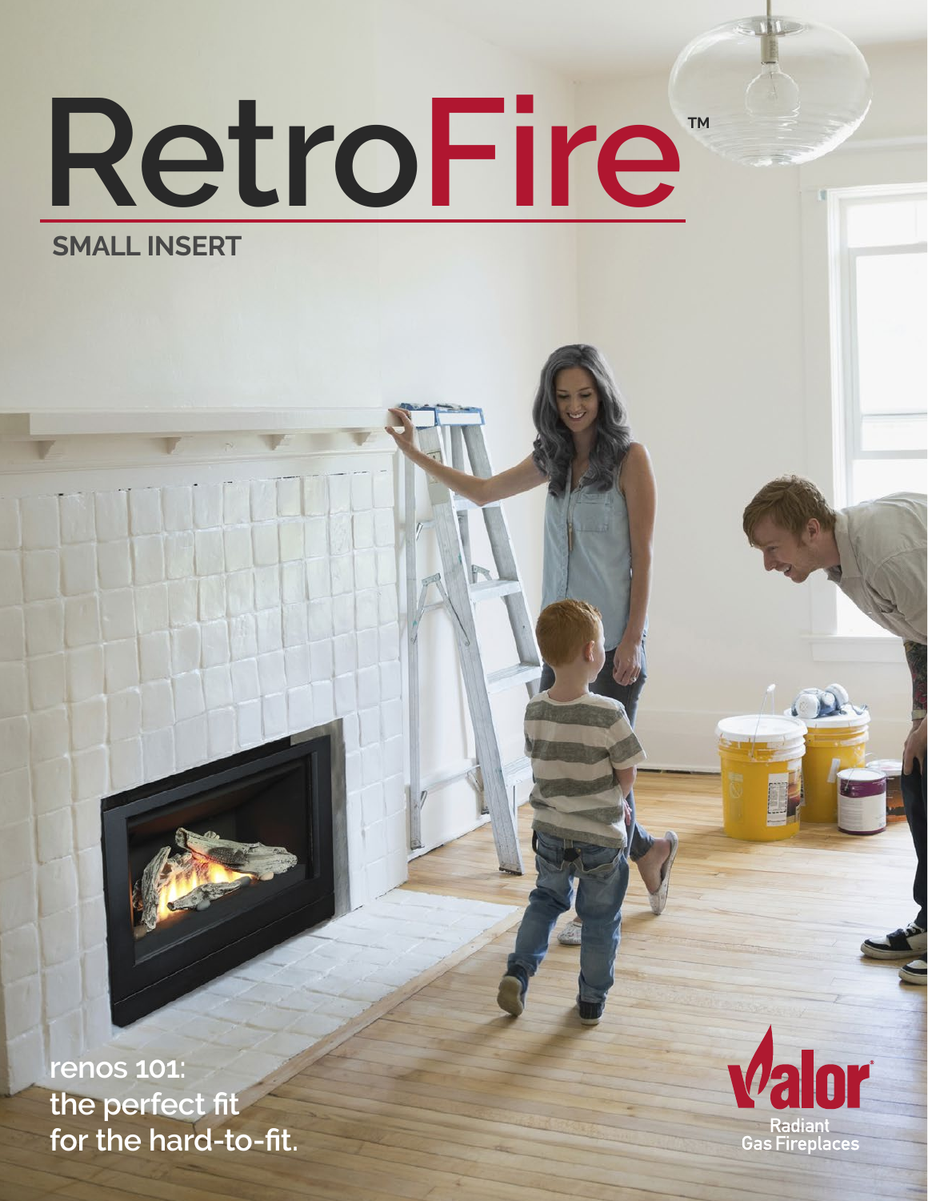# RetroFire™

## SMALL INSERT

renos 101:
the perfect fit
for the hard-to-fit.

Valor®
Radiant
Gas Fireplaces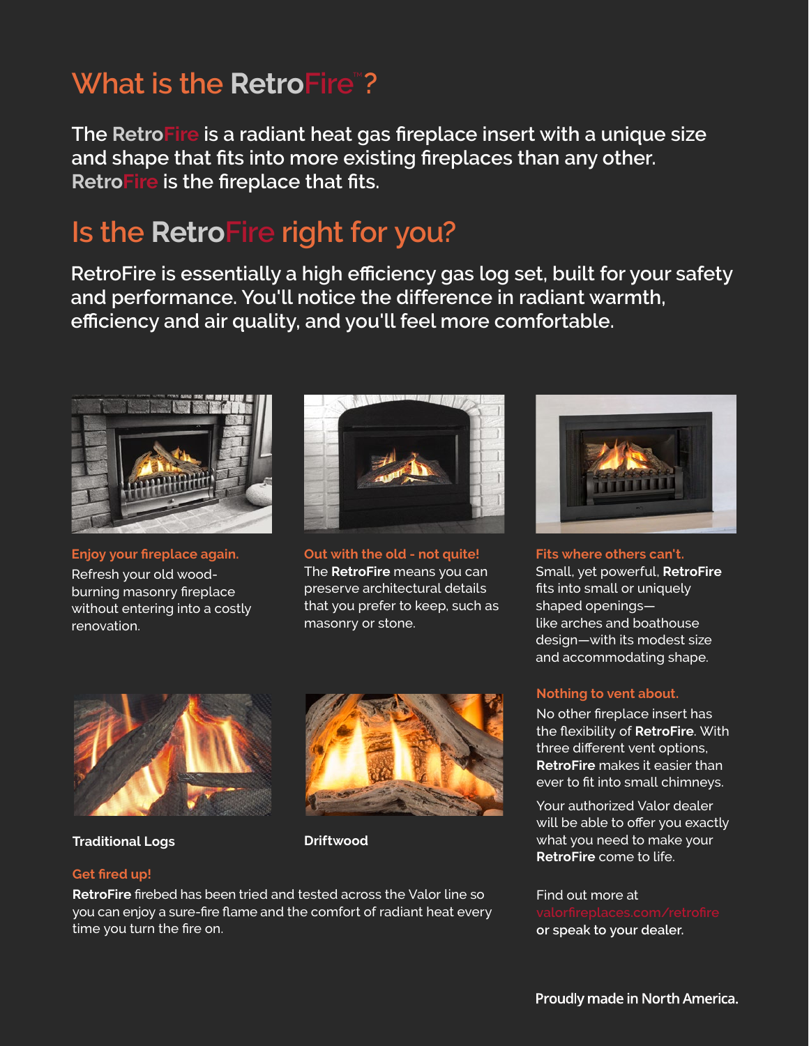## What is the RetroFire™?

**The RetroFire is a radiant heat gas fireplace insert with a unique size and shape that fits into more existing fireplaces than any other. RetroFire is the fireplace that fits.**

## Is the RetroFire right for you?

**RetroFire is essentially a high efficiency gas log set, built for your safety and performance. You'll notice the difference in radiant warmth, efficiency and air quality, and you'll feel more comfortable.**

**Enjoy your fireplace again.**
Refresh your old wood-burning masonry fireplace without entering into a costly renovation.

**Out with the old - not quite!**
The **RetroFire** means you can preserve architectural details that you prefer to keep, such as masonry or stone.

**Fits where others can't.**
Small, yet powerful, **RetroFire** fits into small or uniquely shaped openings—like arches and boathouse design—with its modest size and accommodating shape.

**Traditional Logs**

**Driftwood**

**Get fired up!**
**RetroFire** firebed has been tried and tested across the Valor line so you can enjoy a sure-fire flame and the comfort of radiant heat every time you turn the fire on.

**Nothing to vent about.**
No other fireplace insert has the flexibility of **RetroFire**. With three different vent options, **RetroFire** makes it easier than ever to fit into small chimneys.

Your authorized Valor dealer will be able to offer you exactly what you need to make your **RetroFire** come to life.

Find out more at valorfireplaces.com/retrofire or speak to your dealer.

**Proudly made in North America.**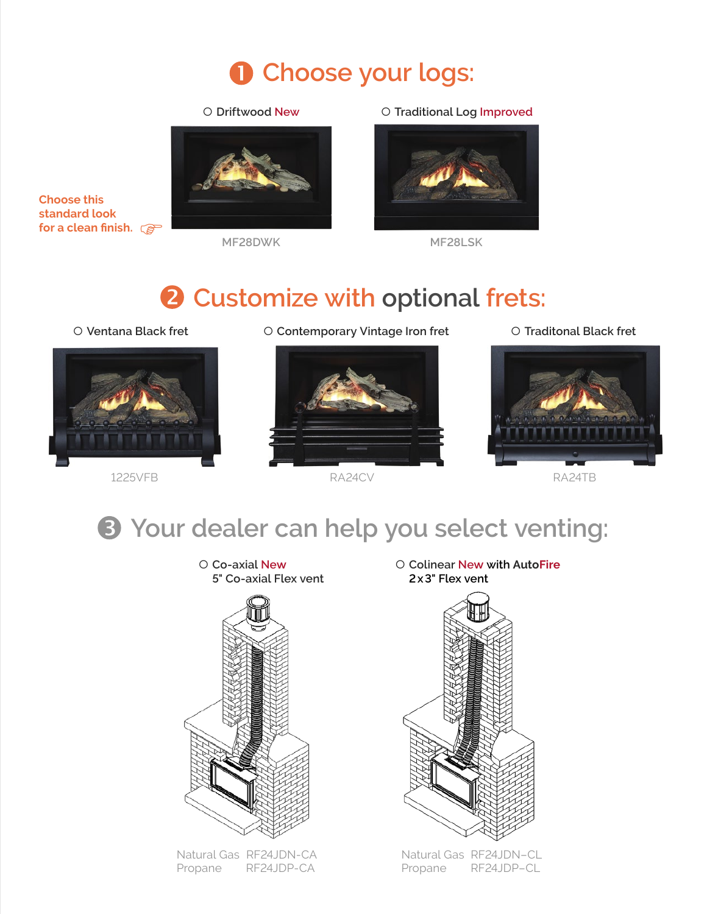# ❶ Choose your logs:

Choose this standard look for a clean finish. ☞

- ○ Driftwood New
  MF28DWK
- ○ Traditional Log Improved
  MF28LSK

# ❷ Customize with optional frets:

- ○ Ventana Black fret
  1225VFB
- ○ Contemporary Vintage Iron fret
  RA24CV
- ○ Traditonal Black fret
  RA24TB

# ❸ Your dealer can help you select venting:

- ○ Co-axial New
  5" Co-axial Flex vent

  Natural Gas RF24JDN-CA
  Propane RF24JDP-CA

- ○ Colinear New with AutoFire
  2 x 3" Flex vent

  Natural Gas RF24JDN-CL
  Propane RF24JDP-CL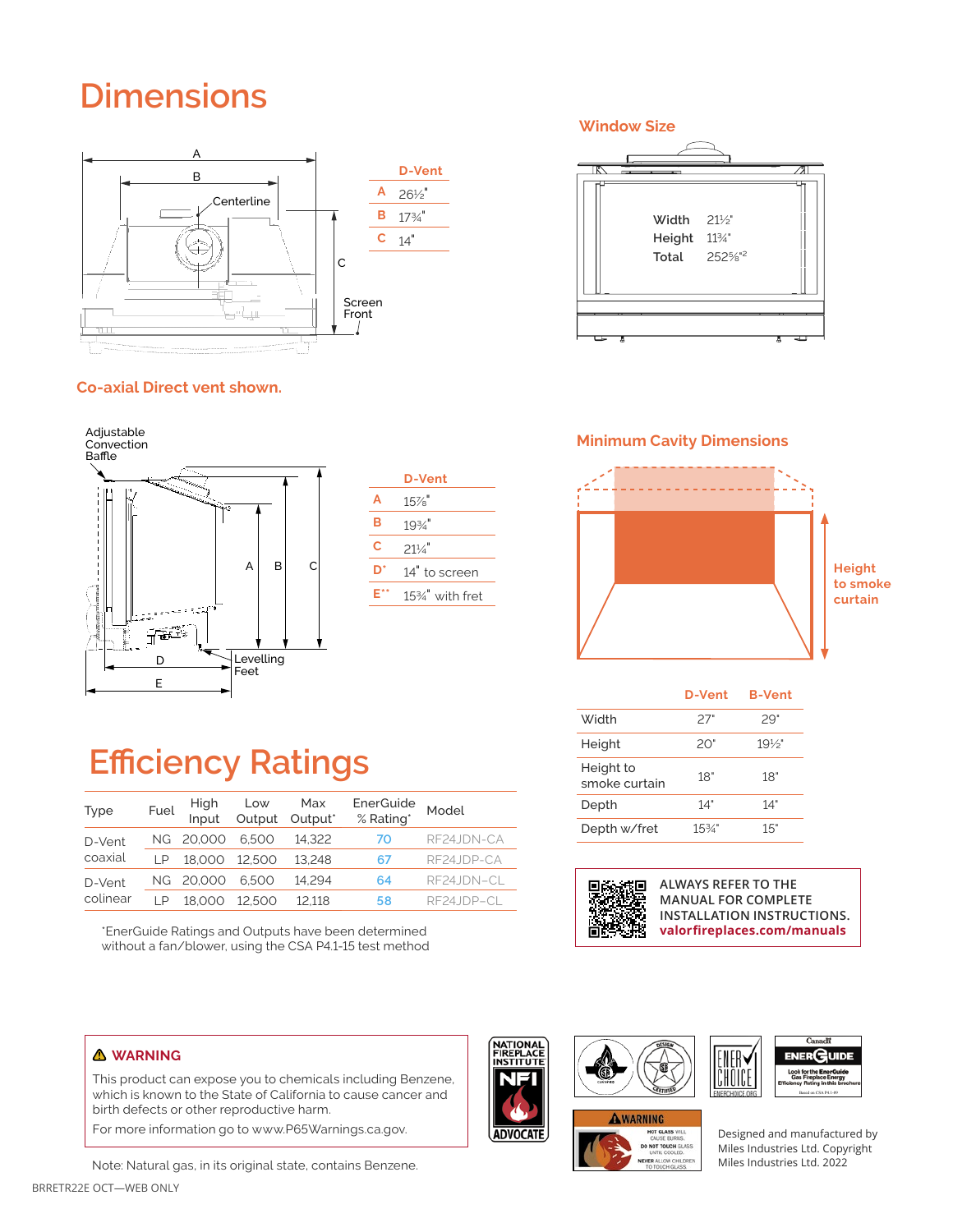# Dimensions

A

B

Centerline

C

Screen Front

| | D-Vent |
|---|---|
| A | 26½" |
| B | 17¾" |
| C | 14" |

## Window Size

Width 21½"
Height 11¾"
Total 252⅝"²

**Co-axial Direct vent shown.**

Adjustable Convection Baffle

A B C

D

E

Levelling Feet

| | D-Vent |
|---|---|
| A | 15⅞" |
| B | 19¾" |
| C | 21¼" |
| D* | 14" to screen |
| E** | 15¾" with fret |

## Minimum Cavity Dimensions

Height to smoke curtain

| | D-Vent | B-Vent |
|---|---|---|
| Width | 27" | 29" |
| Height | 20" | 19½" |
| Height to smoke curtain | 18" | 18" |
| Depth | 14" | 14" |
| Depth w/fret | 15¾" | 15" |

# Efficiency Ratings

| Type | Fuel | High Input | Low Output | Max Output* | EnerGuide % Rating* | Model |
|---|---|---|---|---|---|---|
| D-Vent coaxial | NG | 20,000 | 6,500 | 14,322 | 70 | RF24JDN-CA |
| | LP | 18,000 | 12,500 | 13,248 | 67 | RF24JDP-CA |
| D-Vent colinear | NG | 20,000 | 6,500 | 14,294 | 64 | RF24JDN–CL |
| | LP | 18,000 | 12,500 | 12,118 | 58 | RF24JDP–CL |

*EnerGuide Ratings and Outputs have been determined without a fan/blower, using the CSA P4.1-15 test method

ALWAYS REFER TO THE MANUAL FOR COMPLETE INSTALLATION INSTRUCTIONS.
**valorfireplaces.com/manuals**

**⚠ WARNING**

This product can expose you to chemicals including Benzene, which is known to the State of California to cause cancer and birth defects or other reproductive harm.

For more information go to www.P65Warnings.ca.gov.

Note: Natural gas, in its original state, contains Benzene.

Designed and manufactured by Miles Industries Ltd. Copyright Miles Industries Ltd. 2022

BRRETR22E OCT—WEB ONLY